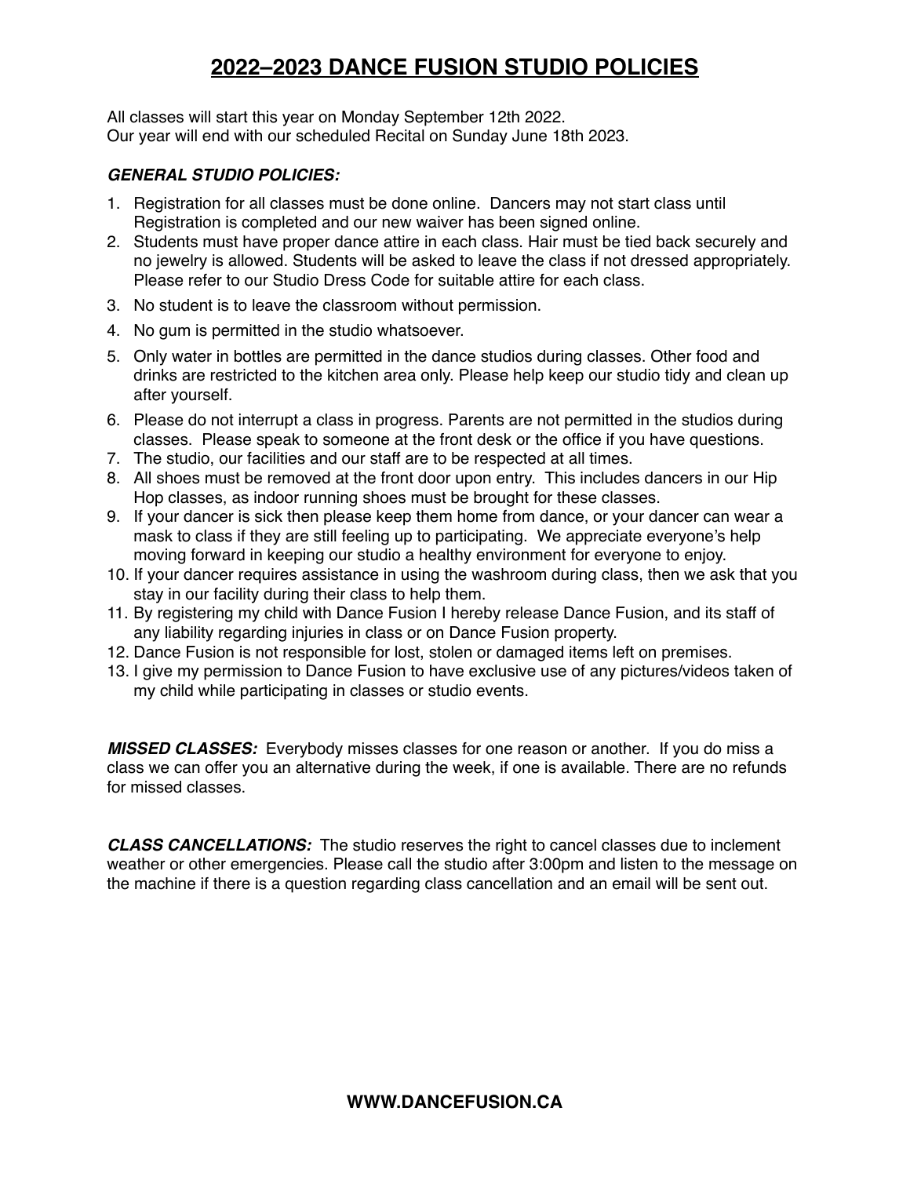# 2022–2023 DANCE FUSION STUDIO POLICIES

All classes will start this year on Monday September 12th 2022.
Our year will end with our scheduled Recital on Sunday June 18th 2023.

### *GENERAL STUDIO POLICIES:*

1. Registration for all classes must be done online. Dancers may not start class until Registration is completed and our new waiver has been signed online.
2. Students must have proper dance attire in each class. Hair must be tied back securely and no jewelry is allowed. Students will be asked to leave the class if not dressed appropriately. Please refer to our Studio Dress Code for suitable attire for each class.
3. No student is to leave the classroom without permission.
4. No gum is permitted in the studio whatsoever.
5. Only water in bottles are permitted in the dance studios during classes. Other food and drinks are restricted to the kitchen area only. Please help keep our studio tidy and clean up after yourself.
6. Please do not interrupt a class in progress. Parents are not permitted in the studios during classes. Please speak to someone at the front desk or the office if you have questions.
7. The studio, our facilities and our staff are to be respected at all times.
8. All shoes must be removed at the front door upon entry. This includes dancers in our Hip Hop classes, as indoor running shoes must be brought for these classes.
9. If your dancer is sick then please keep them home from dance, or your dancer can wear a mask to class if they are still feeling up to participating. We appreciate everyone's help moving forward in keeping our studio a healthy environment for everyone to enjoy.
10. If your dancer requires assistance in using the washroom during class, then we ask that you stay in our facility during their class to help them.
11. By registering my child with Dance Fusion I hereby release Dance Fusion, and its staff of any liability regarding injuries in class or on Dance Fusion property.
12. Dance Fusion is not responsible for lost, stolen or damaged items left on premises.
13. I give my permission to Dance Fusion to have exclusive use of any pictures/videos taken of my child while participating in classes or studio events.

***MISSED CLASSES:*** Everybody misses classes for one reason or another. If you do miss a class we can offer you an alternative during the week, if one is available. There are no refunds for missed classes.

***CLASS CANCELLATIONS:*** The studio reserves the right to cancel classes due to inclement weather or other emergencies. Please call the studio after 3:00pm and listen to the message on the machine if there is a question regarding class cancellation and an email will be sent out.

**WWW.DANCEFUSION.CA**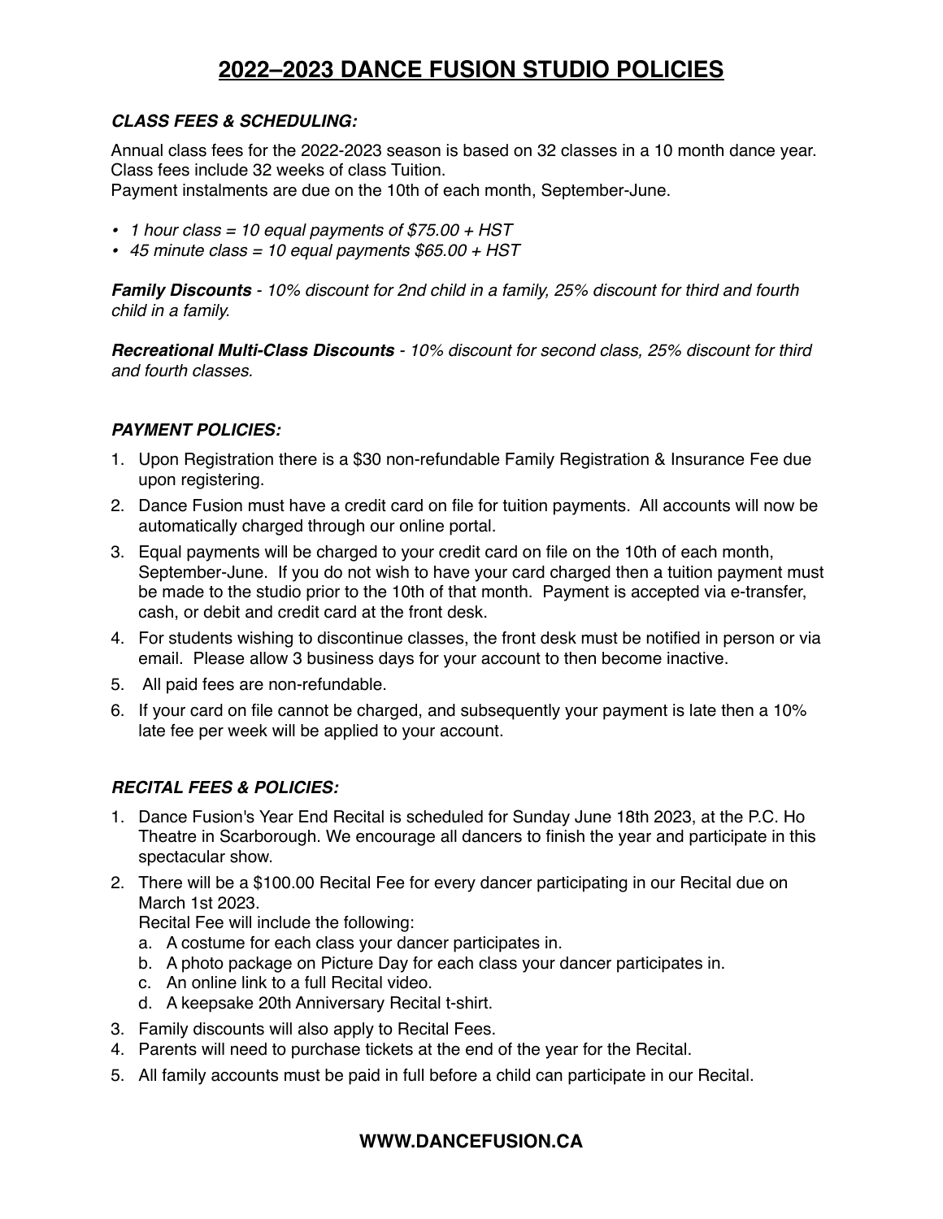# 2022–2023 DANCE FUSION STUDIO POLICIES

***CLASS FEES & SCHEDULING:***

Annual class fees for the 2022-2023 season is based on 32 classes in a 10 month dance year.
Class fees include 32 weeks of class Tuition.
Payment instalments are due on the 10th of each month, September-June.

- *1 hour class = 10 equal payments of $75.00 + HST*
- *45 minute class = 10 equal payments $65.00 + HST*

***Family Discounts*** *- 10% discount for 2nd child in a family, 25% discount for third and fourth child in a family.*

***Recreational Multi-Class Discounts*** *- 10% discount for second class, 25% discount for third and fourth classes.*

***PAYMENT POLICIES:***

1. Upon Registration there is a $30 non-refundable Family Registration & Insurance Fee due upon registering.
2. Dance Fusion must have a credit card on file for tuition payments. All accounts will now be automatically charged through our online portal.
3. Equal payments will be charged to your credit card on file on the 10th of each month, September-June. If you do not wish to have your card charged then a tuition payment must be made to the studio prior to the 10th of that month. Payment is accepted via e-transfer, cash, or debit and credit card at the front desk.
4. For students wishing to discontinue classes, the front desk must be notified in person or via email. Please allow 3 business days for your account to then become inactive.
5. All paid fees are non-refundable.
6. If your card on file cannot be charged, and subsequently your payment is late then a 10% late fee per week will be applied to your account.

***RECITAL FEES & POLICIES:***

1. Dance Fusion's Year End Recital is scheduled for Sunday June 18th 2023, at the P.C. Ho Theatre in Scarborough. We encourage all dancers to finish the year and participate in this spectacular show.
2. There will be a $100.00 Recital Fee for every dancer participating in our Recital due on March 1st 2023.
   Recital Fee will include the following:
   a. A costume for each class your dancer participates in.
   b. A photo package on Picture Day for each class your dancer participates in.
   c. An online link to a full Recital video.
   d. A keepsake 20th Anniversary Recital t-shirt.
3. Family discounts will also apply to Recital Fees.
4. Parents will need to purchase tickets at the end of the year for the Recital.
5. All family accounts must be paid in full before a child can participate in our Recital.

**WWW.DANCEFUSION.CA**